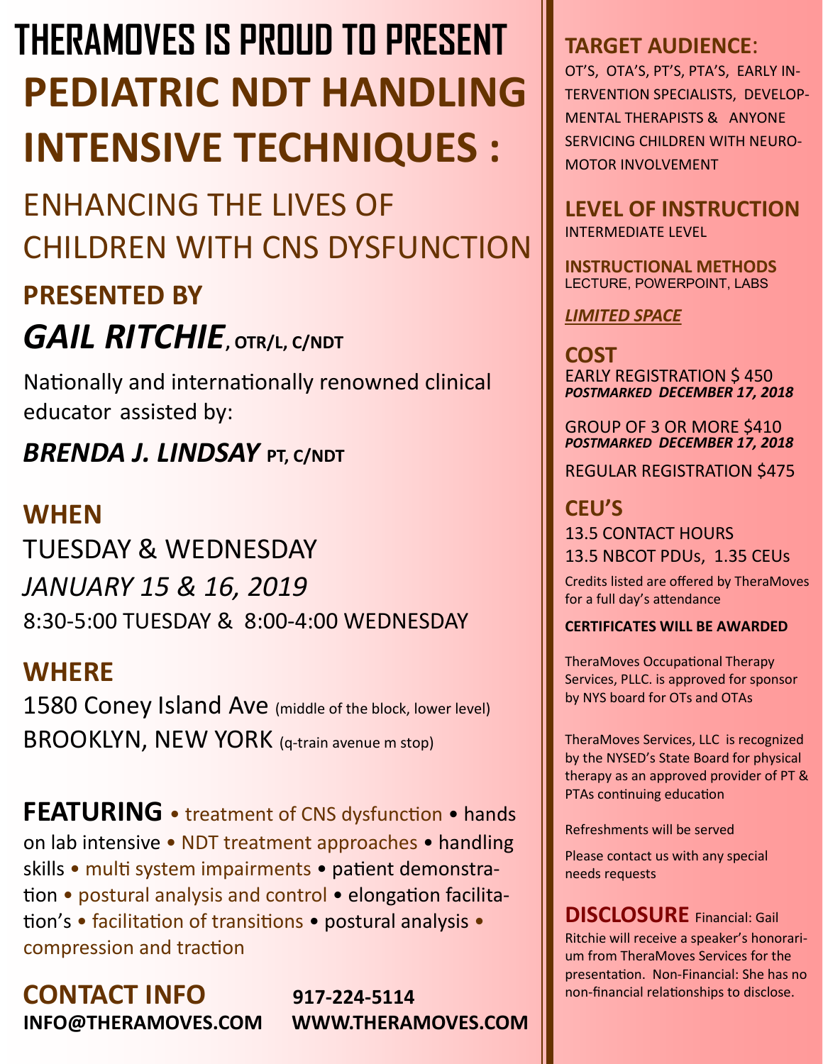# THERAMOVES IS PROUD TO PRESENT

# PEDIATRIC NDT HANDLING INTENSIVE TECHNIQUES :

## ENHANCING THE LIVES OF CHILDREN WITH CNS DYSFUNCTION

**PRESENTED BY**

***GAIL RITCHIE*, OTR/L, C/NDT**

Nationally and internationally renowned clinical educator assisted by:

***BRENDA J. LINDSAY* PT, C/NDT**

## WHEN

TUESDAY & WEDNESDAY

*JANUARY 15 & 16, 2019*

8:30-5:00 TUESDAY & 8:00-4:00 WEDNESDAY

## WHERE

1580 Coney Island Ave (middle of the block, lower level)

BROOKLYN, NEW YORK (q-train avenue m stop)

**FEATURING** • treatment of CNS dysfunction • hands on lab intensive • NDT treatment approaches • handling skills • multi system impairments • patient demonstration • postural analysis and control • elongation facilitation's • facilitation of transitions • postural analysis • compression and traction

## CONTACT INFO

**917-224-5114**

**INFO@THERAMOVES.COM**

**WWW.THERAMOVES.COM**

## TARGET AUDIENCE:

OT'S, OTA'S, PT'S, PTA'S, EARLY INTERVENTION SPECIALISTS, DEVELOPMENTAL THERAPISTS & ANYONE SERVICING CHILDREN WITH NEUROMOTOR INVOLVEMENT

## LEVEL OF INSTRUCTION

INTERMEDIATE LEVEL

**INSTRUCTIONAL METHODS**

LECTURE, POWERPOINT, LABS

***LIMITED SPACE***

## COST

EARLY REGISTRATION $ 450
***POSTMARKED DECEMBER 17, 2018***

GROUP OF 3 OR MORE $410
***POSTMARKED DECEMBER 17, 2018***

REGULAR REGISTRATION $475

## CEU'S

13.5 CONTACT HOURS

13.5 NBCOT PDUs, 1.35 CEUs

Credits listed are offered by TheraMoves for a full day's attendance

**CERTIFICATES WILL BE AWARDED**

TheraMoves Occupational Therapy Services, PLLC. is approved for sponsor by NYS board for OTs and OTAs

TheraMoves Services, LLC is recognized by the NYSED's State Board for physical therapy as an approved provider of PT & PTAs continuing education

Refreshments will be served

Please contact us with any special needs requests

**DISCLOSURE** Financial: Gail Ritchie will receive a speaker's honorarium from TheraMoves Services for the presentation. Non-Financial: She has no non-financial relationships to disclose.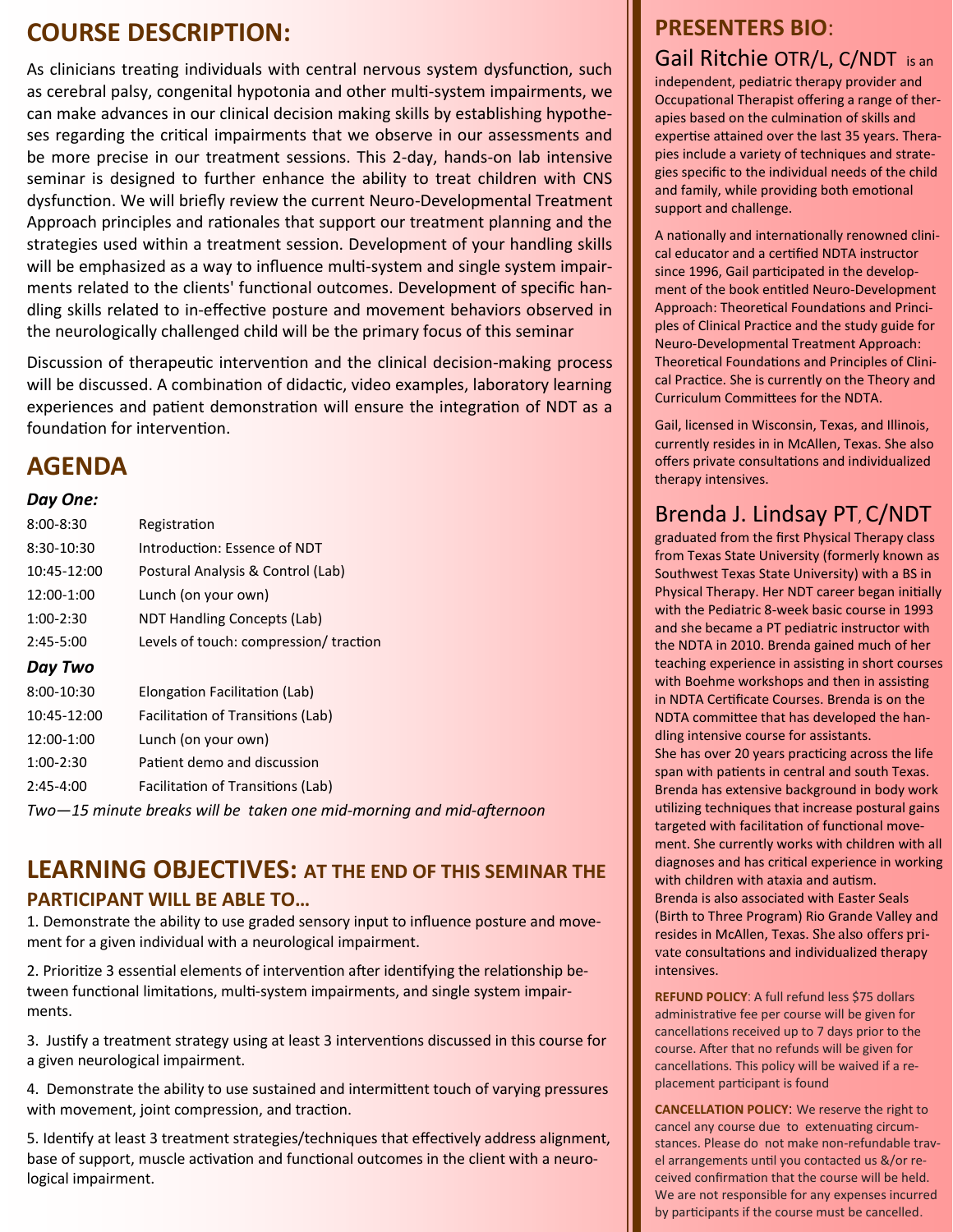## COURSE DESCRIPTION:

As clinicians treating individuals with central nervous system dysfunction, such as cerebral palsy, congenital hypotonia and other multi-system impairments, we can make advances in our clinical decision making skills by establishing hypotheses regarding the critical impairments that we observe in our assessments and be more precise in our treatment sessions. This 2-day, hands-on lab intensive seminar is designed to further enhance the ability to treat children with CNS dysfunction. We will briefly review the current Neuro-Developmental Treatment Approach principles and rationales that support our treatment planning and the strategies used within a treatment session. Development of your handling skills will be emphasized as a way to influence multi-system and single system impairments related to the clients' functional outcomes. Development of specific handling skills related to in-effective posture and movement behaviors observed in the neurologically challenged child will be the primary focus of this seminar

Discussion of therapeutic intervention and the clinical decision-making process will be discussed. A combination of didactic, video examples, laboratory learning experiences and patient demonstration will ensure the integration of NDT as a foundation for intervention.

## AGENDA

***Day One:***

| | |
|---|---|
| 8:00-8:30 | Registration |
| 8:30-10:30 | Introduction: Essence of NDT |
| 10:45-12:00 | Postural Analysis & Control (Lab) |
| 12:00-1:00 | Lunch (on your own) |
| 1:00-2:30 | NDT Handling Concepts (Lab) |
| 2:45-5:00 | Levels of touch: compression/ traction |

***Day Two***

| | |
|---|---|
| 8:00-10:30 | Elongation Facilitation (Lab) |
| 10:45-12:00 | Facilitation of Transitions (Lab) |
| 12:00-1:00 | Lunch (on your own) |
| 1:00-2:30 | Patient demo and discussion |
| 2:45-4:00 | Facilitation of Transitions (Lab) |

*Two—15 minute breaks will be taken one mid-morning and mid-afternoon*

## LEARNING OBJECTIVES: AT THE END OF THIS SEMINAR THE PARTICIPANT WILL BE ABLE TO…

1. Demonstrate the ability to use graded sensory input to influence posture and movement for a given individual with a neurological impairment.
2. Prioritize 3 essential elements of intervention after identifying the relationship between functional limitations, multi-system impairments, and single system impairments.
3. Justify a treatment strategy using at least 3 interventions discussed in this course for a given neurological impairment.
4. Demonstrate the ability to use sustained and intermittent touch of varying pressures with movement, joint compression, and traction.
5. Identify at least 3 treatment strategies/techniques that effectively address alignment, base of support, muscle activation and functional outcomes in the client with a neurological impairment.

## PRESENTERS BIO:

### Gail Ritchie OTR/L, C/NDT

is an independent, pediatric therapy provider and Occupational Therapist offering a range of therapies based on the culmination of skills and expertise attained over the last 35 years. Therapies include a variety of techniques and strategies specific to the individual needs of the child and family, while providing both emotional support and challenge.

A nationally and internationally renowned clinical educator and a certified NDTA instructor since 1996, Gail participated in the development of the book entitled Neuro-Development Approach: Theoretical Foundations and Principles of Clinical Practice and the study guide for Neuro-Developmental Treatment Approach: Theoretical Foundations and Principles of Clinical Practice. She is currently on the Theory and Curriculum Committees for the NDTA.

Gail, licensed in Wisconsin, Texas, and Illinois, currently resides in in McAllen, Texas. She also offers private consultations and individualized therapy intensives.

### Brenda J. Lindsay PT, C/NDT

graduated from the first Physical Therapy class from Texas State University (formerly known as Southwest Texas State University) with a BS in Physical Therapy. Her NDT career began initially with the Pediatric 8-week basic course in 1993 and she became a PT pediatric instructor with the NDTA in 2010. Brenda gained much of her teaching experience in assisting in short courses with Boehme workshops and then in assisting in NDTA Certificate Courses. Brenda is on the NDTA committee that has developed the handling intensive course for assistants.

She has over 20 years practicing across the life span with patients in central and south Texas. Brenda has extensive background in body work utilizing techniques that increase postural gains targeted with facilitation of functional movement. She currently works with children with all diagnoses and has critical experience in working with children with ataxia and autism.

Brenda is also associated with Easter Seals (Birth to Three Program) Rio Grande Valley and resides in McAllen, Texas. She also offers private consultations and individualized therapy intensives.

**REFUND POLICY**: A full refund less $75 dollars administrative fee per course will be given for cancellations received up to 7 days prior to the course. After that no refunds will be given for cancellations. This policy will be waived if a replacement participant is found

**CANCELLATION POLICY**: We reserve the right to cancel any course due to extenuating circumstances. Please do not make non-refundable travel arrangements until you contacted us &/or received confirmation that the course will be held. We are not responsible for any expenses incurred by participants if the course must be cancelled.